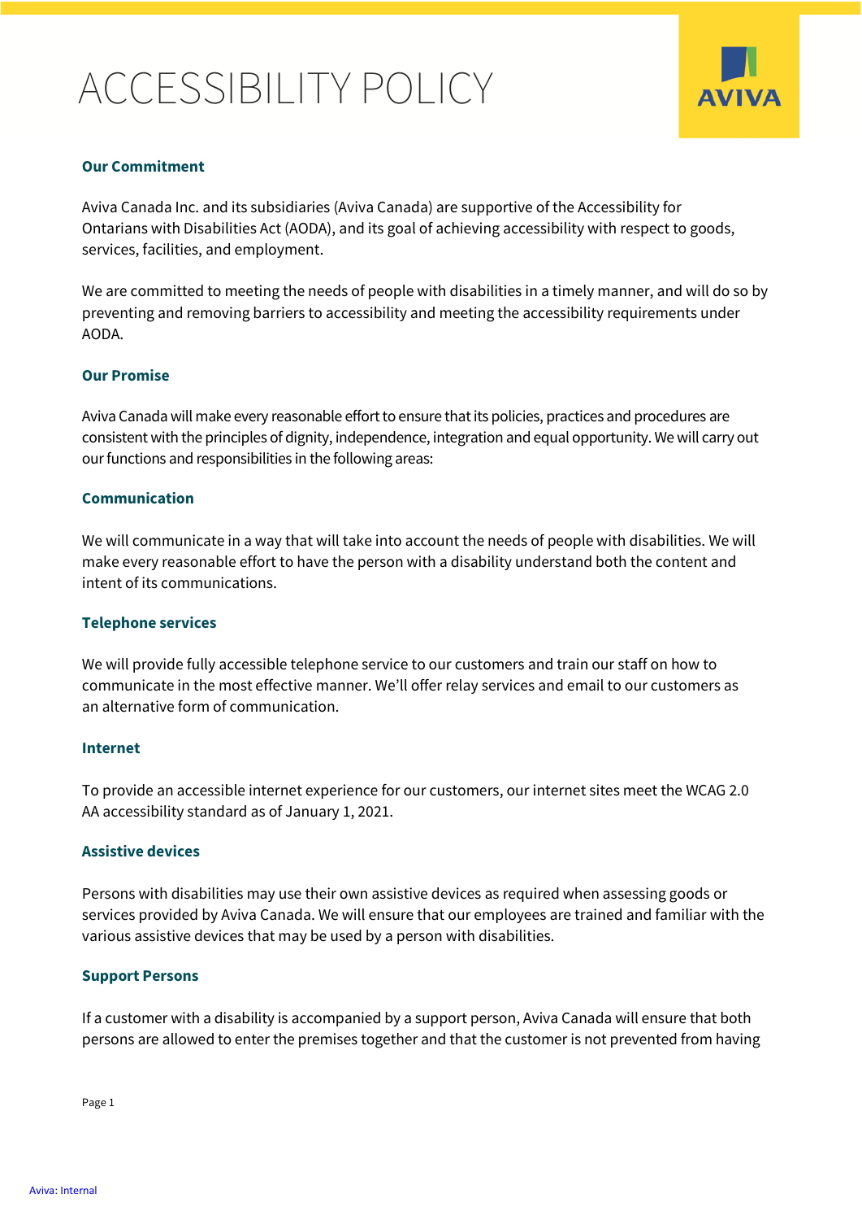# ACCESSIBILITY POLICY

### Our Commitment

Aviva Canada Inc. and its subsidiaries (Aviva Canada) are supportive of the Accessibility for Ontarians with Disabilities Act (AODA), and its goal of achieving accessibility with respect to goods, services, facilities, and employment.

We are committed to meeting the needs of people with disabilities in a timely manner, and will do so by preventing and removing barriers to accessibility and meeting the accessibility requirements under AODA.

### Our Promise

Aviva Canada will make every reasonable effort to ensure that its policies, practices and procedures are consistent with the principles of dignity, independence, integration and equal opportunity. We will carry out our functions and responsibilities in the following areas:

### Communication

We will communicate in a way that will take into account the needs of people with disabilities. We will make every reasonable effort to have the person with a disability understand both the content and intent of its communications.

### Telephone services

We will provide fully accessible telephone service to our customers and train our staff on how to communicate in the most effective manner. We'll offer relay services and email to our customers as an alternative form of communication.

### Internet

To provide an accessible internet experience for our customers, our internet sites meet the WCAG 2.0 AA accessibility standard as of January 1, 2021.

### Assistive devices

Persons with disabilities may use their own assistive devices as required when assessing goods or services provided by Aviva Canada. We will ensure that our employees are trained and familiar with the various assistive devices that may be used by a person with disabilities.

### Support Persons

If a customer with a disability is accompanied by a support person, Aviva Canada will ensure that both persons are allowed to enter the premises together and that the customer is not prevented from having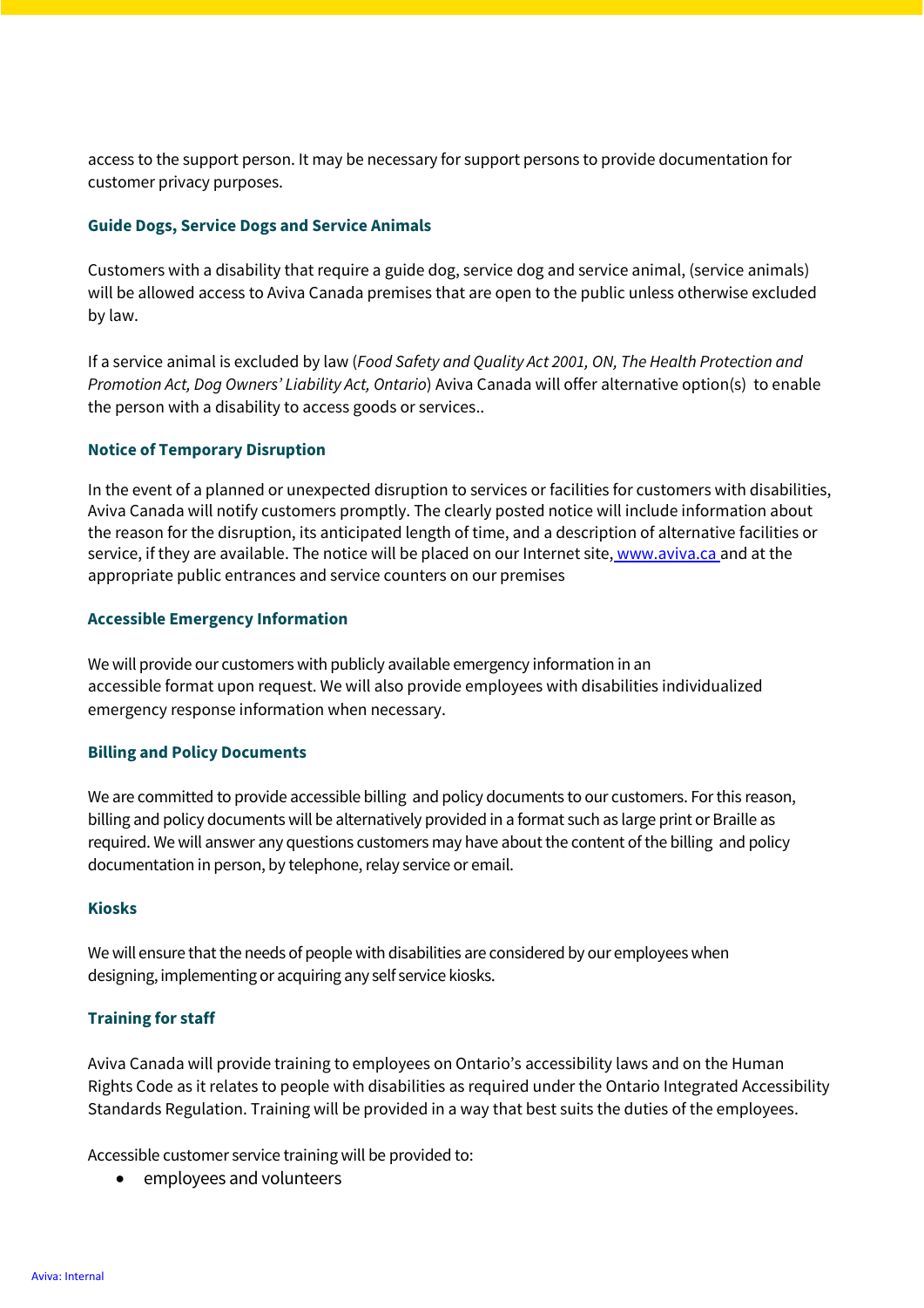access to the support person. It may be necessary for support persons to provide documentation for customer privacy purposes.

### Guide Dogs, Service Dogs and Service Animals

Customers with a disability that require a guide dog, service dog and service animal, (service animals) will be allowed access to Aviva Canada premises that are open to the public unless otherwise excluded by law.

If a service animal is excluded by law (*Food Safety and Quality Act 2001, ON, The Health Protection and Promotion Act, Dog Owners' Liability Act, Ontario*) Aviva Canada will offer alternative option(s) to enable the person with a disability to access goods or services..

### Notice of Temporary Disruption

In the event of a planned or unexpected disruption to services or facilities for customers with disabilities, Aviva Canada will notify customers promptly. The clearly posted notice will include information about the reason for the disruption, its anticipated length of time, and a description of alternative facilities or service, if they are available. The notice will be placed on our Internet site, www.aviva.ca and at the appropriate public entrances and service counters on our premises

### Accessible Emergency Information

We will provide our customers with publicly available emergency information in an accessible format upon request. We will also provide employees with disabilities individualized emergency response information when necessary.

### Billing and Policy Documents

We are committed to provide accessible billing and policy documents to our customers. For this reason, billing and policy documents will be alternatively provided in a format such as large print or Braille as required. We will answer any questions customers may have about the content of the billing and policy documentation in person, by telephone, relay service or email.

### Kiosks

We will ensure that the needs of people with disabilities are considered by our employees when designing, implementing or acquiring any self service kiosks.

### Training for staff

Aviva Canada will provide training to employees on Ontario's accessibility laws and on the Human Rights Code as it relates to people with disabilities as required under the Ontario Integrated Accessibility Standards Regulation. Training will be provided in a way that best suits the duties of the employees.

Accessible customer service training will be provided to:

- employees and volunteers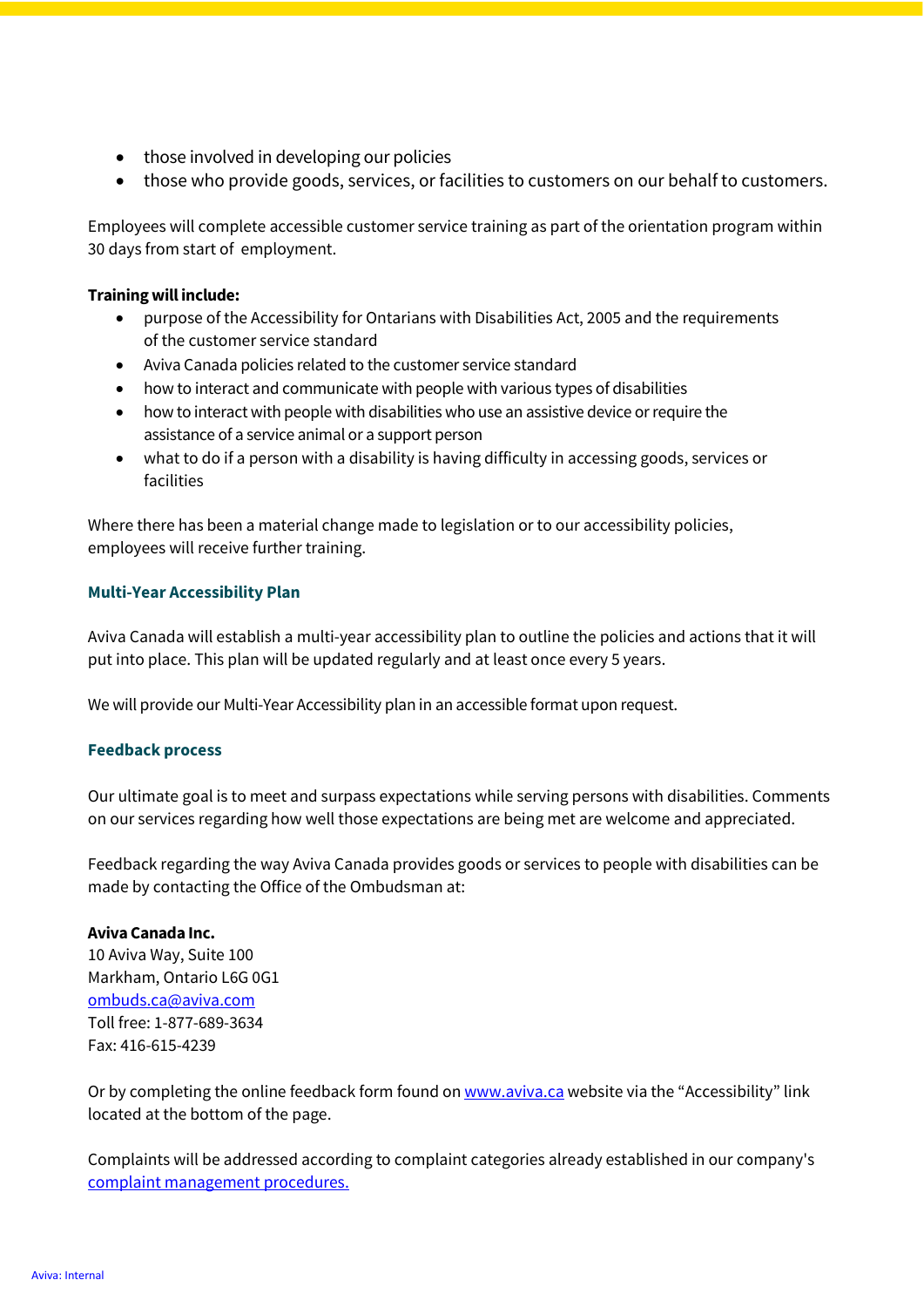- those involved in developing our policies
- those who provide goods, services, or facilities to customers on our behalf to customers.

Employees will complete accessible customer service training as part of the orientation program within 30 days from start of employment.

**Training will include:**

- purpose of the Accessibility for Ontarians with Disabilities Act, 2005 and the requirements of the customer service standard
- Aviva Canada policies related to the customer service standard
- how to interact and communicate with people with various types of disabilities
- how to interact with people with disabilities who use an assistive device or require the assistance of a service animal or a support person
- what to do if a person with a disability is having difficulty in accessing goods, services or facilities

Where there has been a material change made to legislation or to our accessibility policies, employees will receive further training.

### Multi-Year Accessibility Plan

Aviva Canada will establish a multi-year accessibility plan to outline the policies and actions that it will put into place. This plan will be updated regularly and at least once every 5 years.

We will provide our Multi-Year Accessibility plan in an accessible format upon request.

### Feedback process

Our ultimate goal is to meet and surpass expectations while serving persons with disabilities. Comments on our services regarding how well those expectations are being met are welcome and appreciated.

Feedback regarding the way Aviva Canada provides goods or services to people with disabilities can be made by contacting the Office of the Ombudsman at:

**Aviva Canada Inc.**
10 Aviva Way, Suite 100
Markham, Ontario L6G 0G1
ombuds.ca@aviva.com
Toll free: 1-877-689-3634
Fax: 416-615-4239

Or by completing the online feedback form found on www.aviva.ca website via the "Accessibility" link located at the bottom of the page.

Complaints will be addressed according to complaint categories already established in our company's complaint management procedures.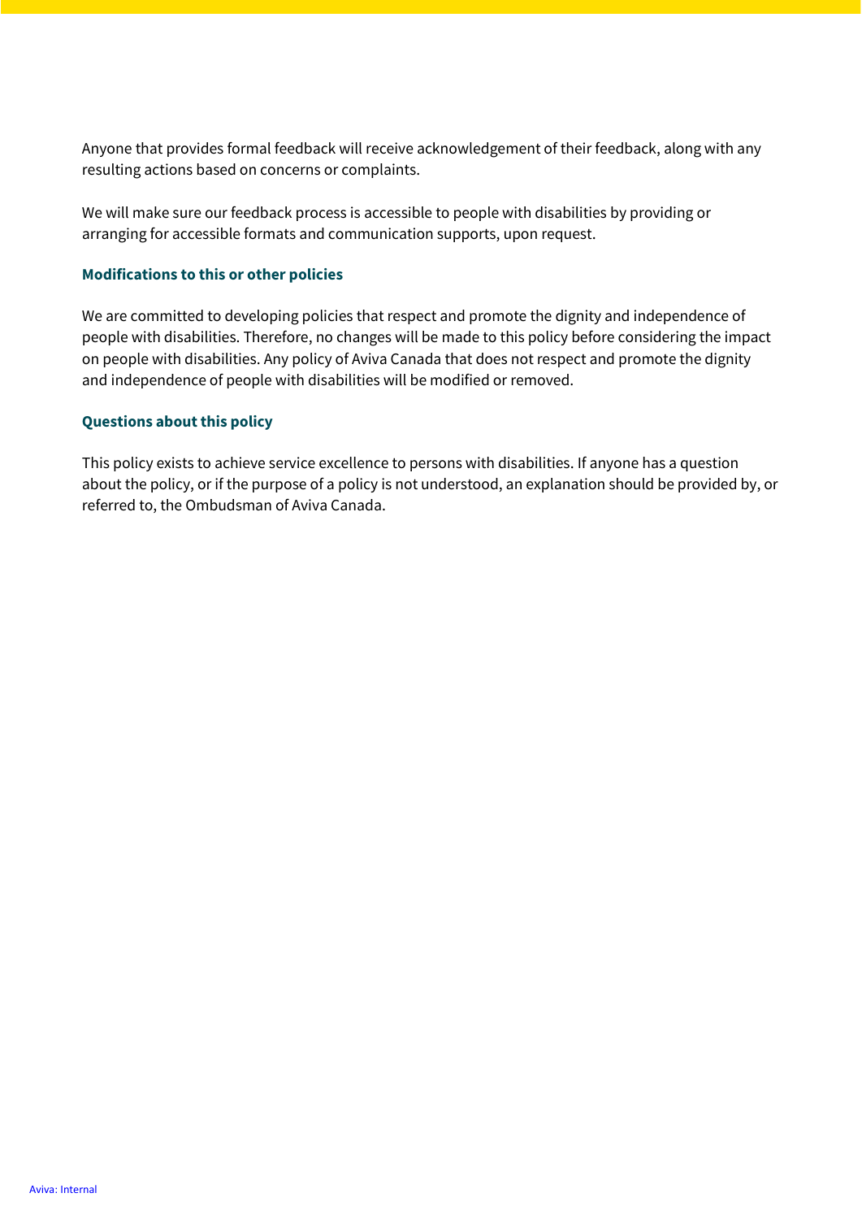Anyone that provides formal feedback will receive acknowledgement of their feedback, along with any resulting actions based on concerns or complaints.

We will make sure our feedback process is accessible to people with disabilities by providing or arranging for accessible formats and communication supports, upon request.

### Modifications to this or other policies

We are committed to developing policies that respect and promote the dignity and independence of people with disabilities. Therefore, no changes will be made to this policy before considering the impact on people with disabilities. Any policy of Aviva Canada that does not respect and promote the dignity and independence of people with disabilities will be modified or removed.

### Questions about this policy

This policy exists to achieve service excellence to persons with disabilities. If anyone has a question about the policy, or if the purpose of a policy is not understood, an explanation should be provided by, or referred to, the Ombudsman of Aviva Canada.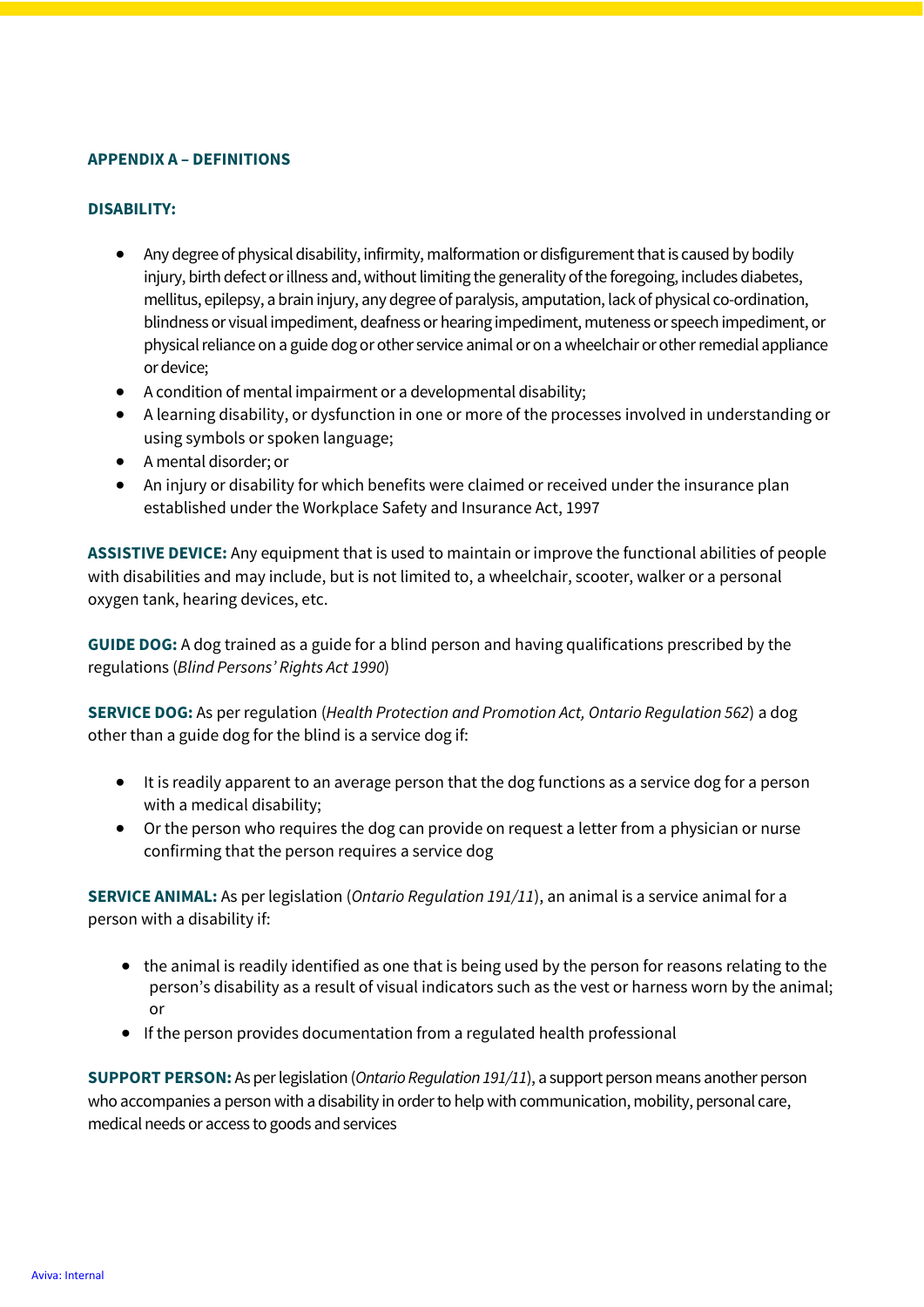## APPENDIX A – DEFINITIONS

### DISABILITY:

- Any degree of physical disability, infirmity, malformation or disfigurement that is caused by bodily injury, birth defect or illness and, without limiting the generality of the foregoing, includes diabetes, mellitus, epilepsy, a brain injury, any degree of paralysis, amputation, lack of physical co-ordination, blindness or visual impediment, deafness or hearing impediment, muteness or speech impediment, or physical reliance on a guide dog or other service animal or on a wheelchair or other remedial appliance or device;
- A condition of mental impairment or a developmental disability;
- A learning disability, or dysfunction in one or more of the processes involved in understanding or using symbols or spoken language;
- A mental disorder; or
- An injury or disability for which benefits were claimed or received under the insurance plan established under the Workplace Safety and Insurance Act, 1997

**ASSISTIVE DEVICE:** Any equipment that is used to maintain or improve the functional abilities of people with disabilities and may include, but is not limited to, a wheelchair, scooter, walker or a personal oxygen tank, hearing devices, etc.

**GUIDE DOG:** A dog trained as a guide for a blind person and having qualifications prescribed by the regulations (*Blind Persons' Rights Act 1990*)

**SERVICE DOG:** As per regulation (*Health Protection and Promotion Act, Ontario Regulation 562*) a dog other than a guide dog for the blind is a service dog if:

- It is readily apparent to an average person that the dog functions as a service dog for a person with a medical disability;
- Or the person who requires the dog can provide on request a letter from a physician or nurse confirming that the person requires a service dog

**SERVICE ANIMAL:** As per legislation (*Ontario Regulation 191/11*), an animal is a service animal for a person with a disability if:

- the animal is readily identified as one that is being used by the person for reasons relating to the person's disability as a result of visual indicators such as the vest or harness worn by the animal; or
- If the person provides documentation from a regulated health professional

**SUPPORT PERSON:** As per legislation (*Ontario Regulation 191/11*), a support person means another person who accompanies a person with a disability in order to help with communication, mobility, personal care, medical needs or access to goods and services